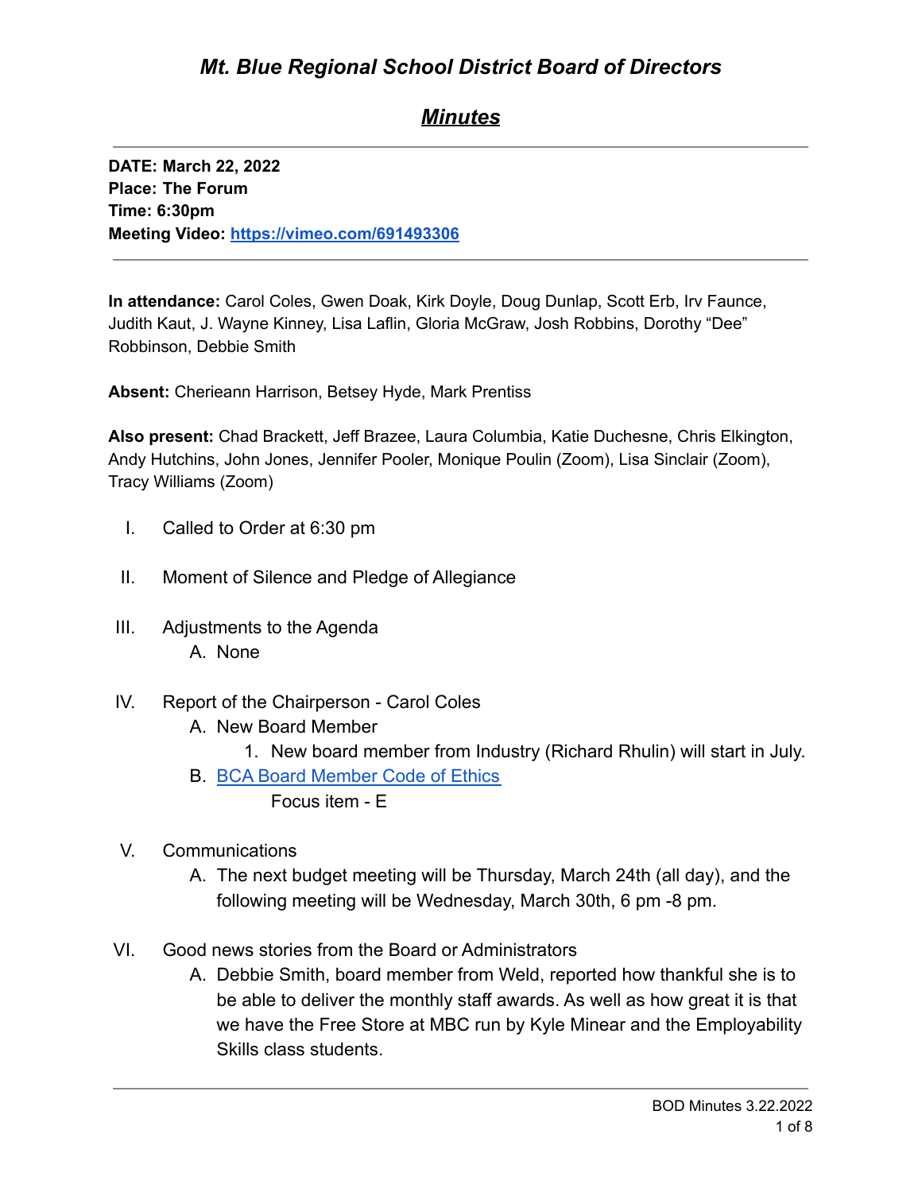# *Mt. Blue Regional School District Board of Directors*

## ***Minutes***

---

**DATE: March 22, 2022**
**Place: The Forum**
**Time: 6:30pm**
**Meeting Video: [https://vimeo.com/691493306](https://vimeo.com/691493306)**

---

**In attendance:** Carol Coles, Gwen Doak, Kirk Doyle, Doug Dunlap, Scott Erb, Irv Faunce, Judith Kaut, J. Wayne Kinney, Lisa Laflin, Gloria McGraw, Josh Robbins, Dorothy "Dee" Robbinson, Debbie Smith

**Absent:** Cherieann Harrison, Betsey Hyde, Mark Prentiss

**Also present:** Chad Brackett, Jeff Brazee, Laura Columbia, Katie Duchesne, Chris Elkington, Andy Hutchins, John Jones, Jennifer Pooler, Monique Poulin (Zoom), Lisa Sinclair (Zoom), Tracy Williams (Zoom)

I. Called to Order at 6:30 pm

II. Moment of Silence and Pledge of Allegiance

III. Adjustments to the Agenda
   A. None

IV. Report of the Chairperson - Carol Coles
   A. New Board Member
      1. New board member from Industry (Richard Rhulin) will start in July.
   B. BCA Board Member Code of Ethics
      Focus item - E

V. Communications
   A. The next budget meeting will be Thursday, March 24th (all day), and the following meeting will be Wednesday, March 30th, 6 pm -8 pm.

VI. Good news stories from the Board or Administrators
   A. Debbie Smith, board member from Weld, reported how thankful she is to be able to deliver the monthly staff awards. As well as how great it is that we have the Free Store at MBC run by Kyle Minear and the Employability Skills class students.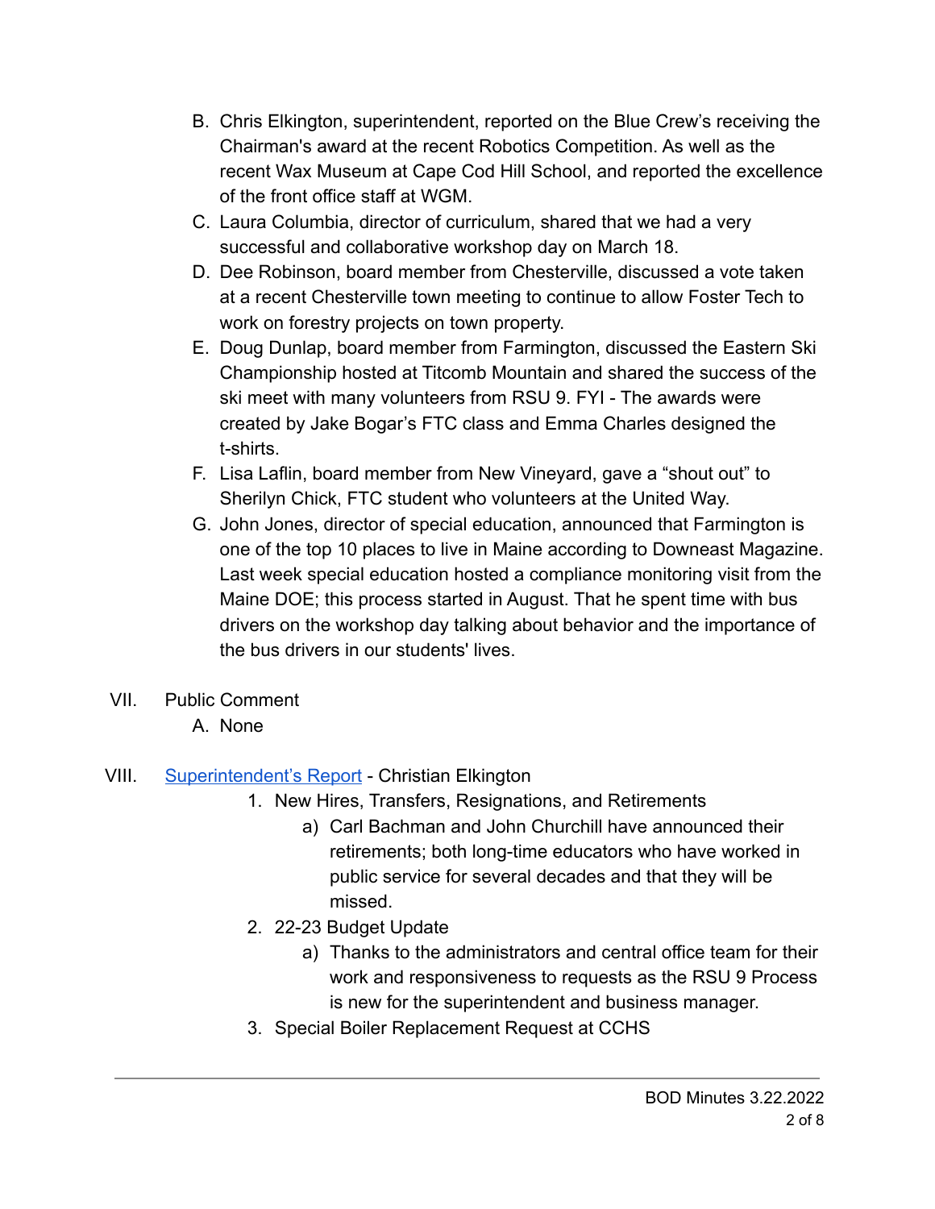B. Chris Elkington, superintendent, reported on the Blue Crew's receiving the Chairman's award at the recent Robotics Competition. As well as the recent Wax Museum at Cape Cod Hill School, and reported the excellence of the front office staff at WGM.

C. Laura Columbia, director of curriculum, shared that we had a very successful and collaborative workshop day on March 18.

D. Dee Robinson, board member from Chesterville, discussed a vote taken at a recent Chesterville town meeting to continue to allow Foster Tech to work on forestry projects on town property.

E. Doug Dunlap, board member from Farmington, discussed the Eastern Ski Championship hosted at Titcomb Mountain and shared the success of the ski meet with many volunteers from RSU 9. FYI - The awards were created by Jake Bogar's FTC class and Emma Charles designed the t-shirts.

F. Lisa Laflin, board member from New Vineyard, gave a "shout out" to Sherilyn Chick, FTC student who volunteers at the United Way.

G. John Jones, director of special education, announced that Farmington is one of the top 10 places to live in Maine according to Downeast Magazine. Last week special education hosted a compliance monitoring visit from the Maine DOE; this process started in August. That he spent time with bus drivers on the workshop day talking about behavior and the importance of the bus drivers in our students' lives.

VII. Public Comment

A. None

VIII. Superintendent's Report - Christian Elkington

1. New Hires, Transfers, Resignations, and Retirements
   a) Carl Bachman and John Churchill have announced their retirements; both long-time educators who have worked in public service for several decades and that they will be missed.
2. 22-23 Budget Update
   a) Thanks to the administrators and central office team for their work and responsiveness to requests as the RSU 9 Process is new for the superintendent and business manager.
3. Special Boiler Replacement Request at CCHS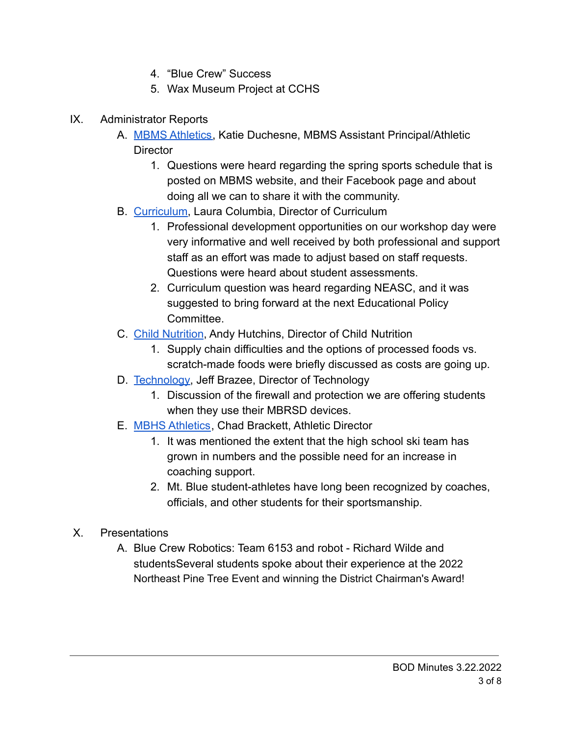4. "Blue Crew" Success
5. Wax Museum Project at CCHS

IX. Administrator Reports

A. MBMS Athletics, Katie Duchesne, MBMS Assistant Principal/Athletic Director
    1. Questions were heard regarding the spring sports schedule that is posted on MBMS website, and their Facebook page and about doing all we can to share it with the community.

B. Curriculum, Laura Columbia, Director of Curriculum
    1. Professional development opportunities on our workshop day were very informative and well received by both professional and support staff as an effort was made to adjust based on staff requests. Questions were heard about student assessments.
    2. Curriculum question was heard regarding NEASC, and it was suggested to bring forward at the next Educational Policy Committee.

C. Child Nutrition, Andy Hutchins, Director of Child Nutrition
    1. Supply chain difficulties and the options of processed foods vs. scratch-made foods were briefly discussed as costs are going up.

D. Technology, Jeff Brazee, Director of Technology
    1. Discussion of the firewall and protection we are offering students when they use their MBRSD devices.

E. MBHS Athletics, Chad Brackett, Athletic Director
    1. It was mentioned the extent that the high school ski team has grown in numbers and the possible need for an increase in coaching support.
    2. Mt. Blue student-athletes have long been recognized by coaches, officials, and other students for their sportsmanship.

X. Presentations

A. Blue Crew Robotics: Team 6153 and robot - Richard Wilde and studentsSeveral students spoke about their experience at the 2022 Northeast Pine Tree Event and winning the District Chairman's Award!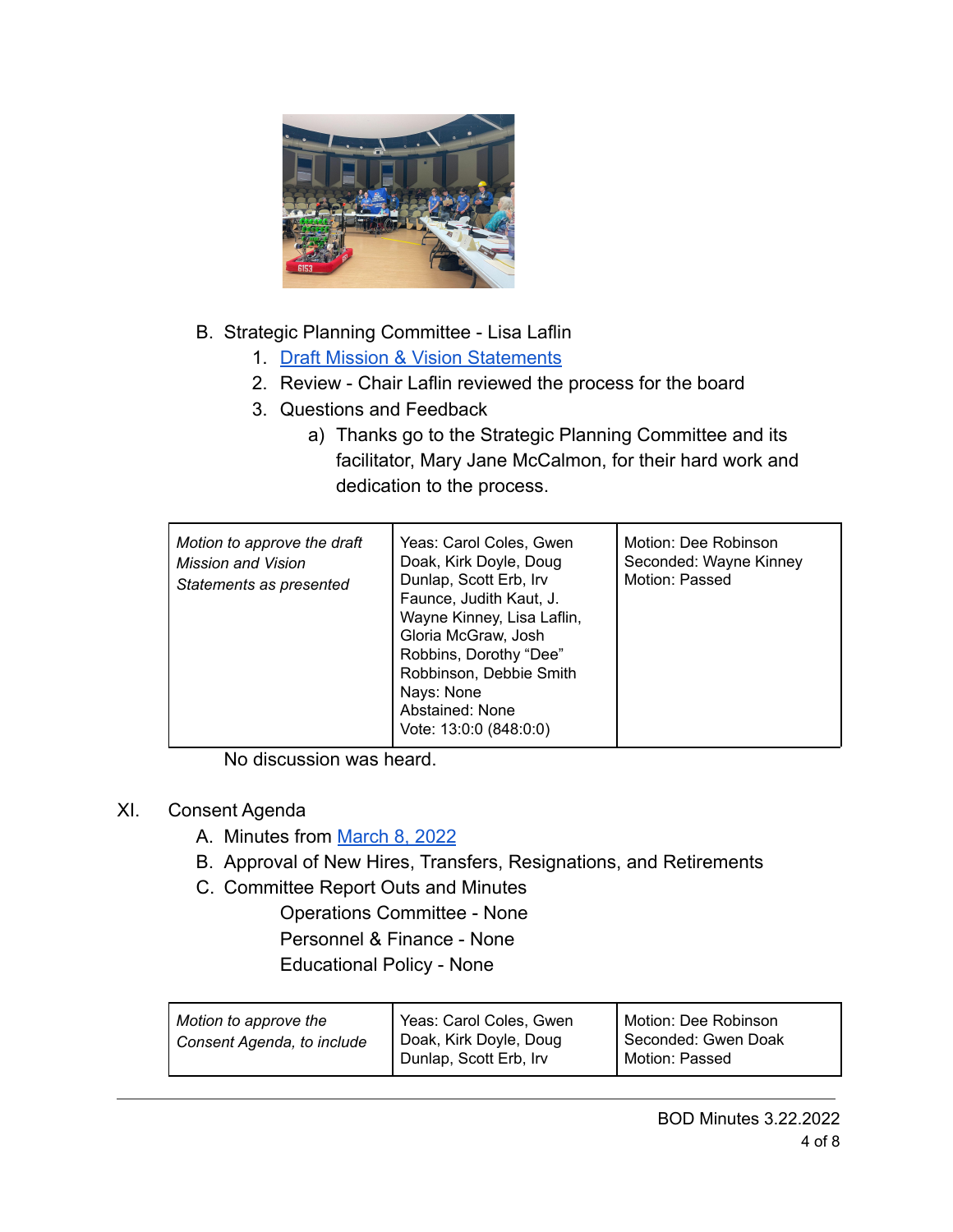B. Strategic Planning Committee - Lisa Laflin
   1. [Draft Mission & Vision Statements]
   2. Review - Chair Laflin reviewed the process for the board
   3. Questions and Feedback
      a) Thanks go to the Strategic Planning Committee and its facilitator, Mary Jane McCalmon, for their hard work and dedication to the process.

| *Motion to approve the draft Mission and Vision Statements as presented* | Yeas: Carol Coles, Gwen Doak, Kirk Doyle, Doug Dunlap, Scott Erb, Irv Faunce, Judith Kaut, J. Wayne Kinney, Lisa Laflin, Gloria McGraw, Josh Robbins, Dorothy "Dee" Robbinson, Debbie Smith<br>Nays: None<br>Abstained: None<br>Vote: 13:0:0 (848:0:0) | Motion: Dee Robinson<br>Seconded: Wayne Kinney<br>Motion: Passed |
|---|---|---|

No discussion was heard.

XI. Consent Agenda
   A. Minutes from [March 8, 2022]
   B. Approval of New Hires, Transfers, Resignations, and Retirements
   C. Committee Report Outs and Minutes
      Operations Committee - None
      Personnel & Finance - None
      Educational Policy - None

| *Motion to approve the Consent Agenda, to include* | Yeas: Carol Coles, Gwen Doak, Kirk Doyle, Doug Dunlap, Scott Erb, Irv | Motion: Dee Robinson<br>Seconded: Gwen Doak<br>Motion: Passed |
|---|---|---|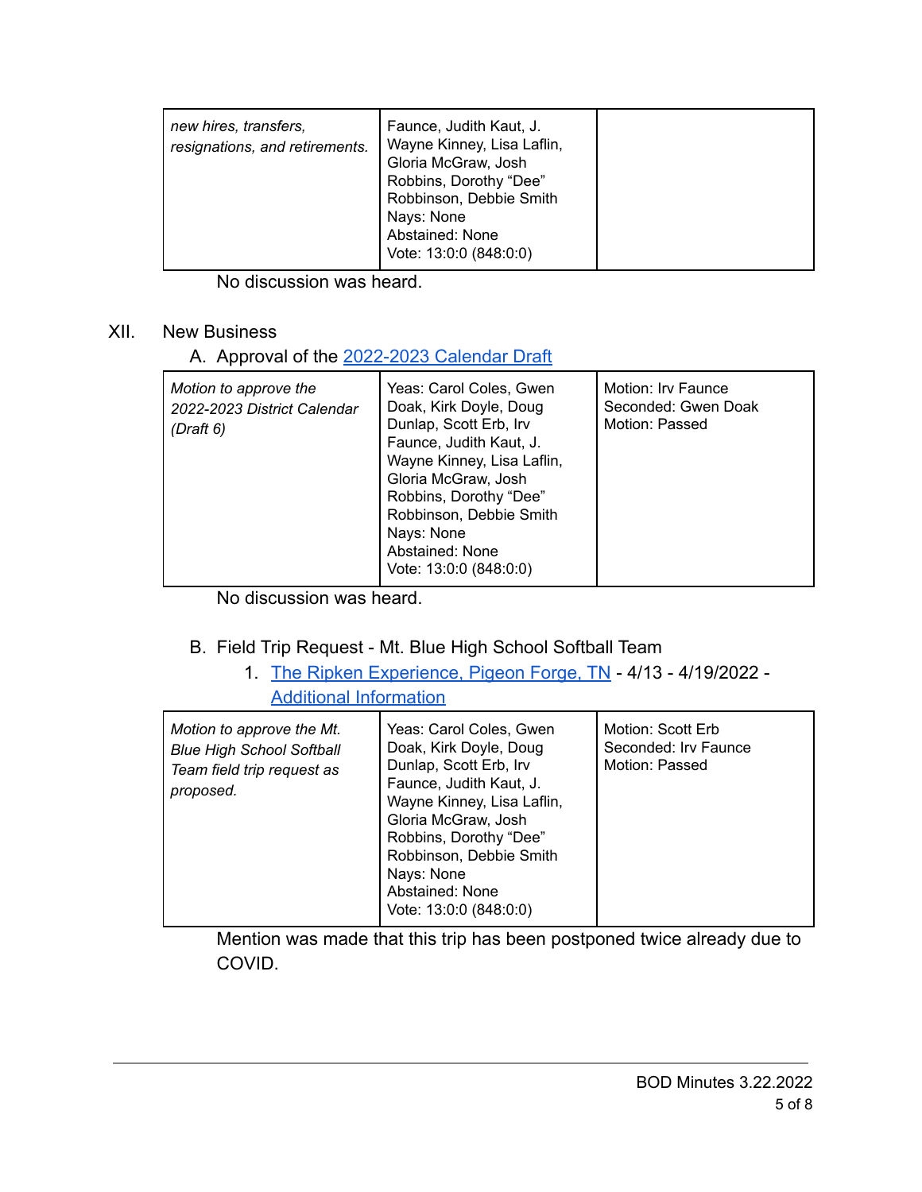| *new hires, transfers, resignations, and retirements.* | Faunce, Judith Kaut, J. Wayne Kinney, Lisa Laflin, Gloria McGraw, Josh Robbins, Dorothy "Dee" Robbinson, Debbie Smith<br>Nays: None<br>Abstained: None<br>Vote: 13:0:0 (848:0:0) | |
|---|---|---|

No discussion was heard.

XII. New Business

A. Approval of the [2022-2023 Calendar Draft]

| *Motion to approve the 2022-2023 District Calendar (Draft 6)* | Yeas: Carol Coles, Gwen Doak, Kirk Doyle, Doug Dunlap, Scott Erb, Irv Faunce, Judith Kaut, J. Wayne Kinney, Lisa Laflin, Gloria McGraw, Josh Robbins, Dorothy "Dee" Robbinson, Debbie Smith<br>Nays: None<br>Abstained: None<br>Vote: 13:0:0 (848:0:0) | Motion: Irv Faunce<br>Seconded: Gwen Doak<br>Motion: Passed |
|---|---|---|

No discussion was heard.

B. Field Trip Request - Mt. Blue High School Softball Team

1. [The Ripken Experience, Pigeon Forge, TN] - 4/13 - 4/19/2022 - [Additional Information]

| *Motion to approve the Mt. Blue High School Softball Team field trip request as proposed.* | Yeas: Carol Coles, Gwen Doak, Kirk Doyle, Doug Dunlap, Scott Erb, Irv Faunce, Judith Kaut, J. Wayne Kinney, Lisa Laflin, Gloria McGraw, Josh Robbins, Dorothy "Dee" Robbinson, Debbie Smith<br>Nays: None<br>Abstained: None<br>Vote: 13:0:0 (848:0:0) | Motion: Scott Erb<br>Seconded: Irv Faunce<br>Motion: Passed |
|---|---|---|

Mention was made that this trip has been postponed twice already due to COVID.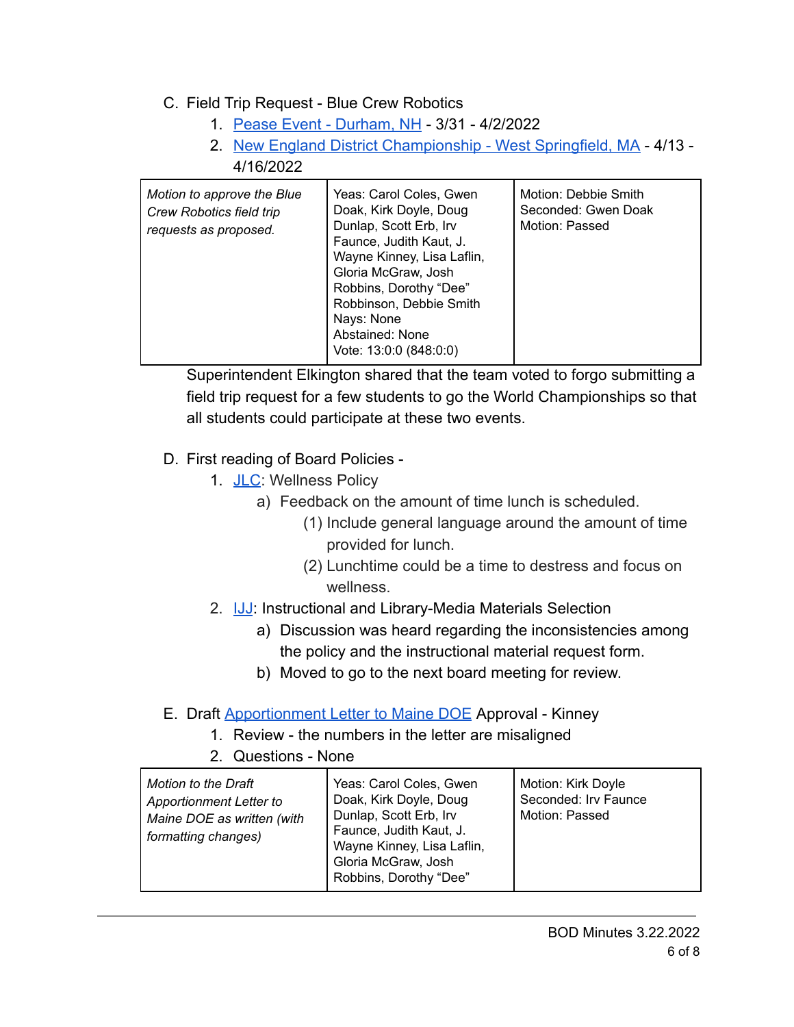C. Field Trip Request - Blue Crew Robotics
   1. Pease Event - Durham, NH - 3/31 - 4/2/2022
   2. New England District Championship - West Springfield, MA - 4/13 - 4/16/2022

| *Motion to approve the Blue Crew Robotics field trip requests as proposed.* | Yeas: Carol Coles, Gwen Doak, Kirk Doyle, Doug Dunlap, Scott Erb, Irv Faunce, Judith Kaut, J. Wayne Kinney, Lisa Laflin, Gloria McGraw, Josh Robbins, Dorothy "Dee" Robbinson, Debbie Smith<br>Nays: None<br>Abstained: None<br>Vote: 13:0:0 (848:0:0) | Motion: Debbie Smith<br>Seconded: Gwen Doak<br>Motion: Passed |
|---|---|---|

Superintendent Elkington shared that the team voted to forgo submitting a field trip request for a few students to go the World Championships so that all students could participate at these two events.

D. First reading of Board Policies -
   1. JLC: Wellness Policy
      a) Feedback on the amount of time lunch is scheduled.
         (1) Include general language around the amount of time provided for lunch.
         (2) Lunchtime could be a time to destress and focus on wellness.
   2. IJJ: Instructional and Library-Media Materials Selection
      a) Discussion was heard regarding the inconsistencies among the policy and the instructional material request form.
      b) Moved to go to the next board meeting for review.

E. Draft Apportionment Letter to Maine DOE Approval - Kinney
   1. Review - the numbers in the letter are misaligned
   2. Questions - None

| *Motion to the Draft Apportionment Letter to Maine DOE as written (with formatting changes)* | Yeas: Carol Coles, Gwen Doak, Kirk Doyle, Doug Dunlap, Scott Erb, Irv Faunce, Judith Kaut, J. Wayne Kinney, Lisa Laflin, Gloria McGraw, Josh Robbins, Dorothy "Dee" | Motion: Kirk Doyle<br>Seconded: Irv Faunce<br>Motion: Passed |
|---|---|---|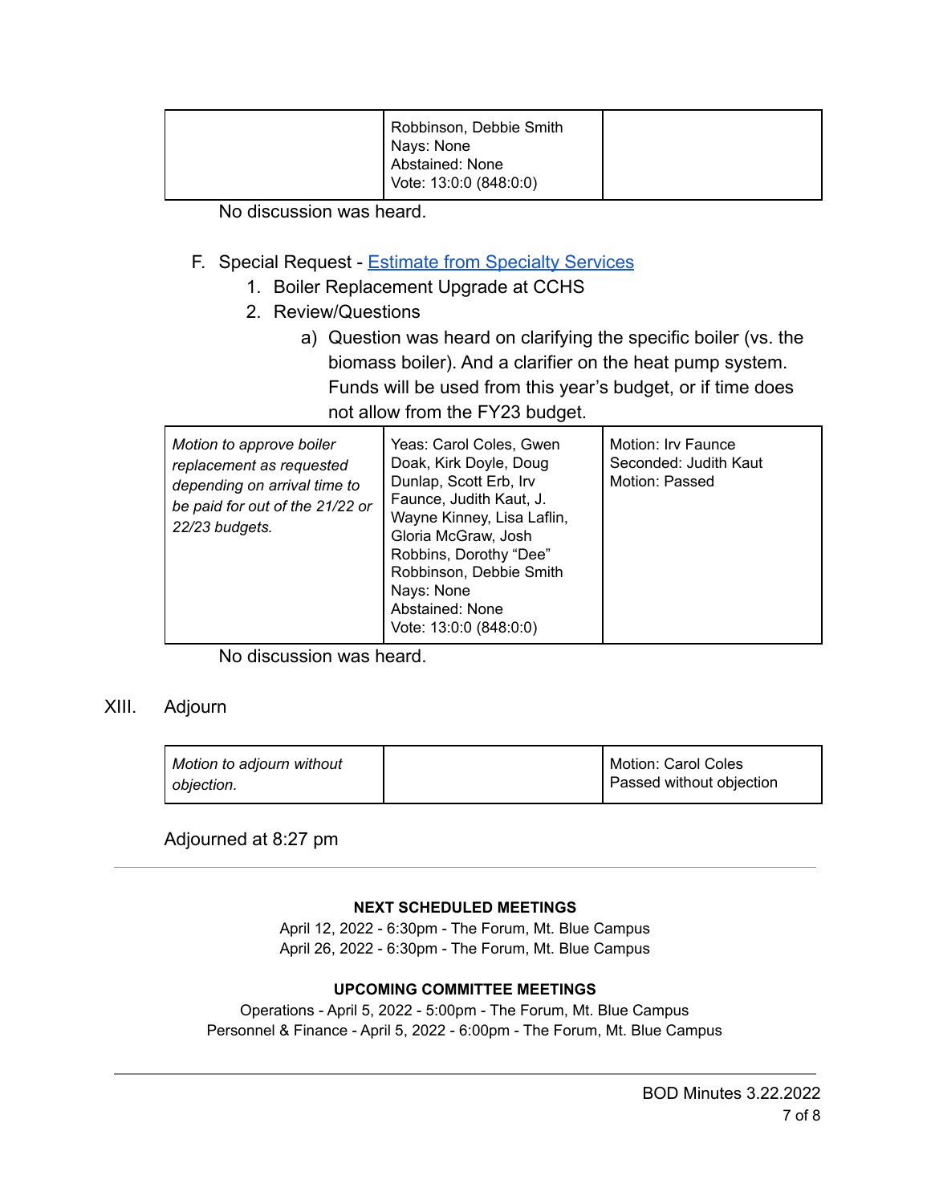| | Robbinson, Debbie Smith<br>Nays: None<br>Abstained: None<br>Vote: 13:0:0 (848:0:0) | |
|---|---|---|

No discussion was heard.

F. Special Request - Estimate from Specialty Services
   1. Boiler Replacement Upgrade at CCHS
   2. Review/Questions
      a) Question was heard on clarifying the specific boiler (vs. the biomass boiler). And a clarifier on the heat pump system. Funds will be used from this year's budget, or if time does not allow from the FY23 budget.

| *Motion to approve boiler replacement as requested depending on arrival time to be paid for out of the 21/22 or 22/23 budgets.* | Yeas: Carol Coles, Gwen Doak, Kirk Doyle, Doug Dunlap, Scott Erb, Irv Faunce, Judith Kaut, J. Wayne Kinney, Lisa Laflin, Gloria McGraw, Josh Robbins, Dorothy "Dee" Robbinson, Debbie Smith<br>Nays: None<br>Abstained: None<br>Vote: 13:0:0 (848:0:0) | Motion: Irv Faunce<br>Seconded: Judith Kaut<br>Motion: Passed |
|---|---|---|

No discussion was heard.

XIII. Adjourn

| *Motion to adjourn without objection.* | | Motion: Carol Coles<br>Passed without objection |
|---|---|---|

Adjourned at 8:27 pm

---

**NEXT SCHEDULED MEETINGS**

April 12, 2022 - 6:30pm - The Forum, Mt. Blue Campus
April 26, 2022 - 6:30pm - The Forum, Mt. Blue Campus

**UPCOMING COMMITTEE MEETINGS**

Operations - April 5, 2022 - 5:00pm - The Forum, Mt. Blue Campus
Personnel & Finance - April 5, 2022 - 6:00pm - The Forum, Mt. Blue Campus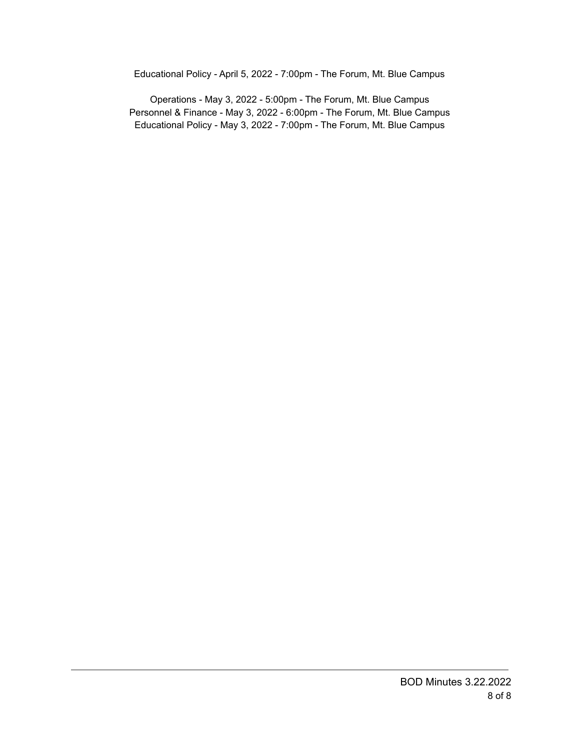Educational Policy - April 5, 2022 - 7:00pm - The Forum, Mt. Blue Campus

Operations - May 3, 2022 - 5:00pm - The Forum, Mt. Blue Campus
Personnel & Finance - May 3, 2022 - 6:00pm - The Forum, Mt. Blue Campus
Educational Policy - May 3, 2022 - 7:00pm - The Forum, Mt. Blue Campus